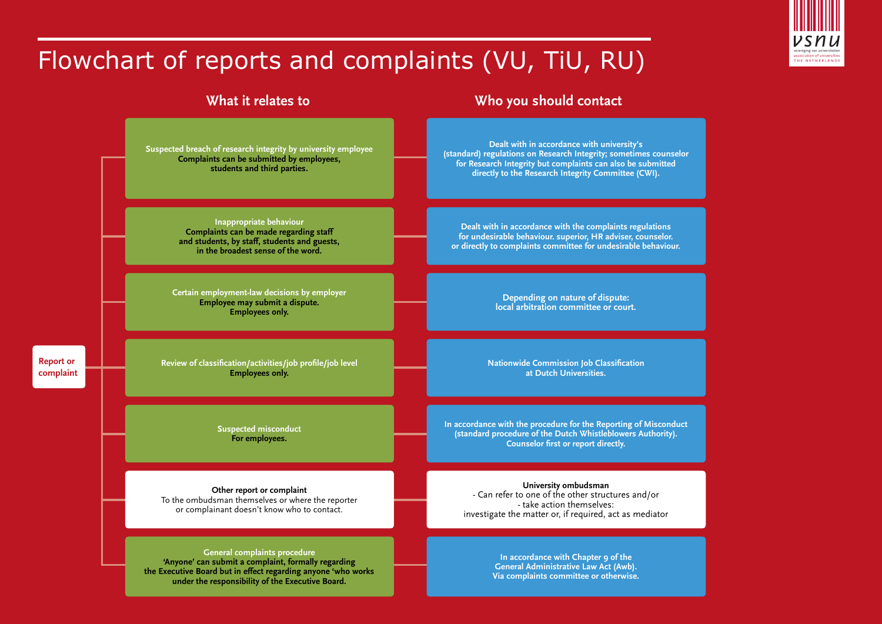# Flowchart of reports and complaints (VU, TiU, RU)

**Report or complaint**

| What it relates to | Who you should contact |
| --- | --- |
| Suspected breach of research integrity by university employee<br>**Complaints can be submitted by employees, students and third parties.** | Dealt with in accordance with university's (standard) regulations on Research Integrity; sometimes counselor for Research Integrity but complaints can also be submitted directly to the Research Integrity Committee (CWI). |
| Inappropriate behaviour<br>**Complaints can be made regarding staff and students, by staff, students and guests, in the broadest sense of the word.** | Dealt with in accordance with the complaints regulations for undesirable behaviour. superior, HR adviser, counselor. or directly to complaints committee for undesirable behaviour. |
| Certain employment-law decisions by employer<br>**Employee may submit a dispute. Employees only.** | Depending on nature of dispute: local arbitration committee or court. |
| Review of classification/activities/job profile/job level<br>**Employees only.** | Nationwide Commission Job Classification at Dutch Universities. |
| Suspected misconduct<br>**For employees.** | In accordance with the procedure for the Reporting of Misconduct (standard procedure of the Dutch Whistleblowers Authority). Counselor first or report directly. |
| **Other report or complaint**<br>To the ombudsman themselves or where the reporter or complainant doesn't know who to contact. | **University ombudsman**<br>- Can refer to one of the other structures and/or<br>- take action themselves: investigate the matter or, if required, act as mediator |
| General complaints procedure<br>**'Anyone' can submit a complaint, formally regarding the Executive Board but in effect regarding anyone 'who works under the responsibility of the Executive Board.** | In accordance with Chapter 9 of the General Administrative Law Act (Awb). Via complaints committee or otherwise. |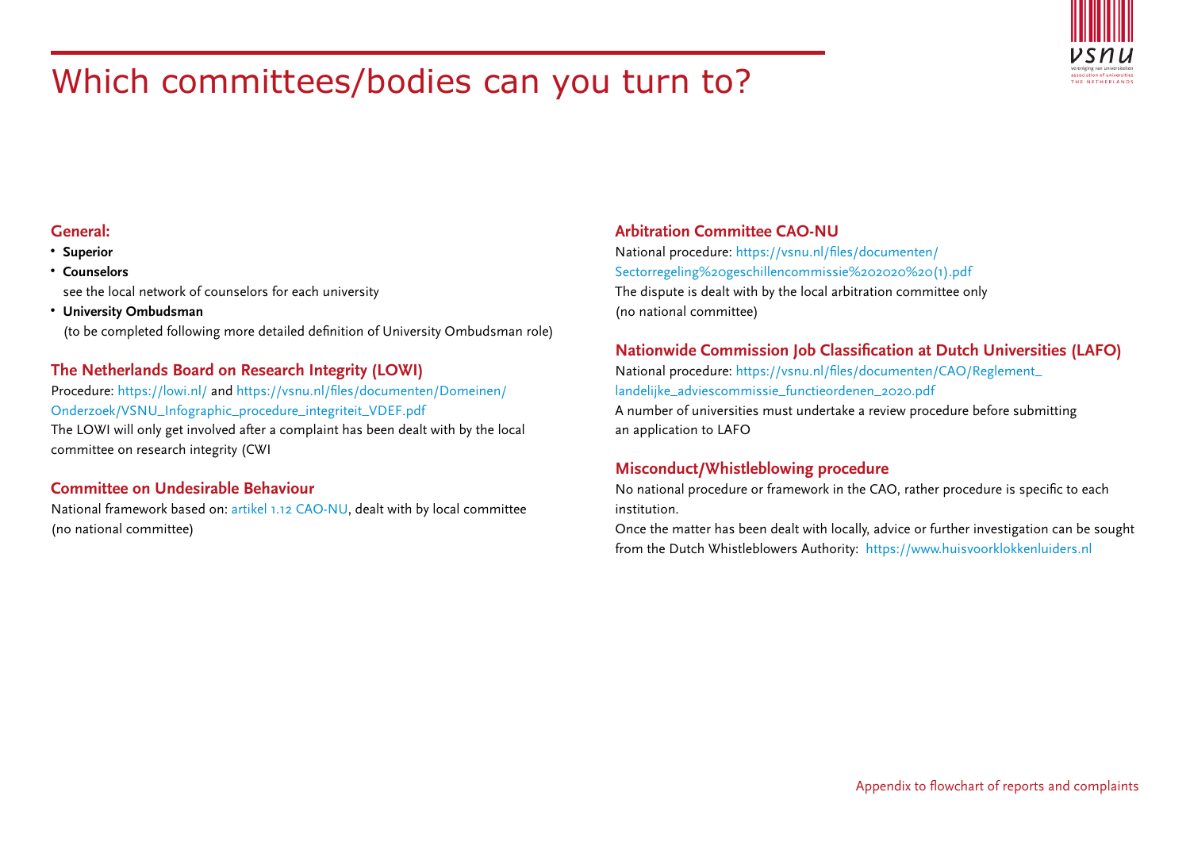# Which committees/bodies can you turn to?

## General:

- **Superior**
- **Counselors**
  see the local network of counselors for each university
- **University Ombudsman**
  (to be completed following more detailed definition of University Ombudsman role)

## The Netherlands Board on Research Integrity (LOWI)

Procedure: https://lowi.nl/ and https://vsnu.nl/files/documenten/Domeinen/Onderzoek/VSNU_Infographic_procedure_integriteit_VDEF.pdf

The LOWI will only get involved after a complaint has been dealt with by the local committee on research integrity (CWI

## Committee on Undesirable Behaviour

National framework based on: artikel 1.12 CAO-NU, dealt with by local committee (no national committee)

## Arbitration Committee CAO-NU

National procedure: https://vsnu.nl/files/documenten/Sectorregeling%20geschillencommissie%202020%20(1).pdf

The dispute is dealt with by the local arbitration committee only (no national committee)

## Nationwide Commission Job Classification at Dutch Universities (LAFO)

National procedure: https://vsnu.nl/files/documenten/CAO/Reglement_landelijke_adviescommissie_functieordenen_2020.pdf

A number of universities must undertake a review procedure before submitting an application to LAFO

## Misconduct/Whistleblowing procedure

No national procedure or framework in the CAO, rather procedure is specific to each institution.

Once the matter has been dealt with locally, advice or further investigation can be sought from the Dutch Whistleblowers Authority: https://www.huisvoorklokkenluiders.nl

Appendix to flowchart of reports and complaints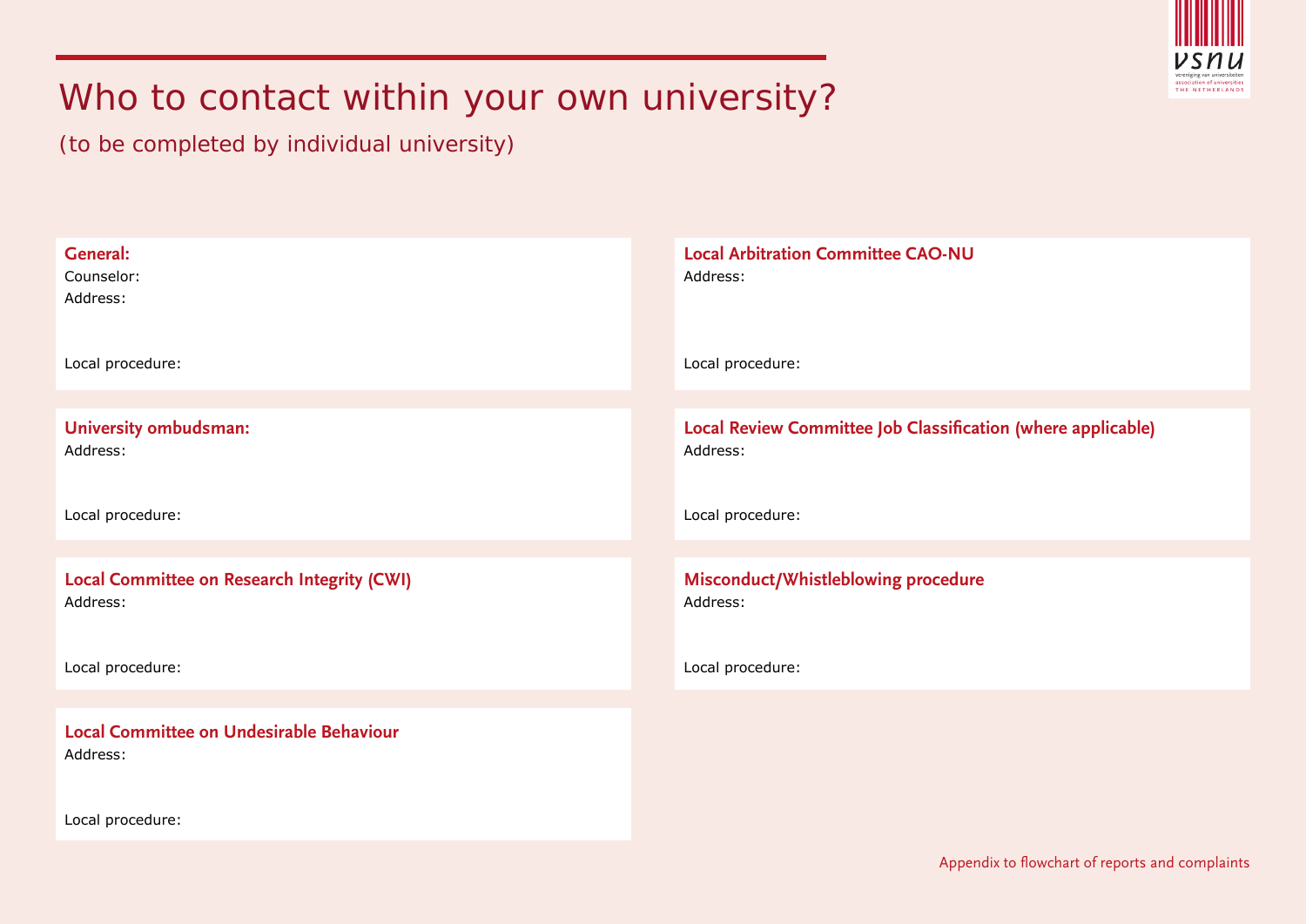# Who to contact within your own university?

(to be completed by individual university)

**General:**
Counselor:
Address:

Local procedure:

**University ombudsman:**
Address:

Local procedure:

**Local Committee on Research Integrity (CWI)**
Address:

Local procedure:

**Local Committee on Undesirable Behaviour**
Address:

Local procedure:

**Local Arbitration Committee CAO-NU**
Address:

Local procedure:

**Local Review Committee Job Classification (where applicable)**
Address:

Local procedure:

**Misconduct/Whistleblowing procedure**
Address:

Local procedure:

Appendix to flowchart of reports and complaints